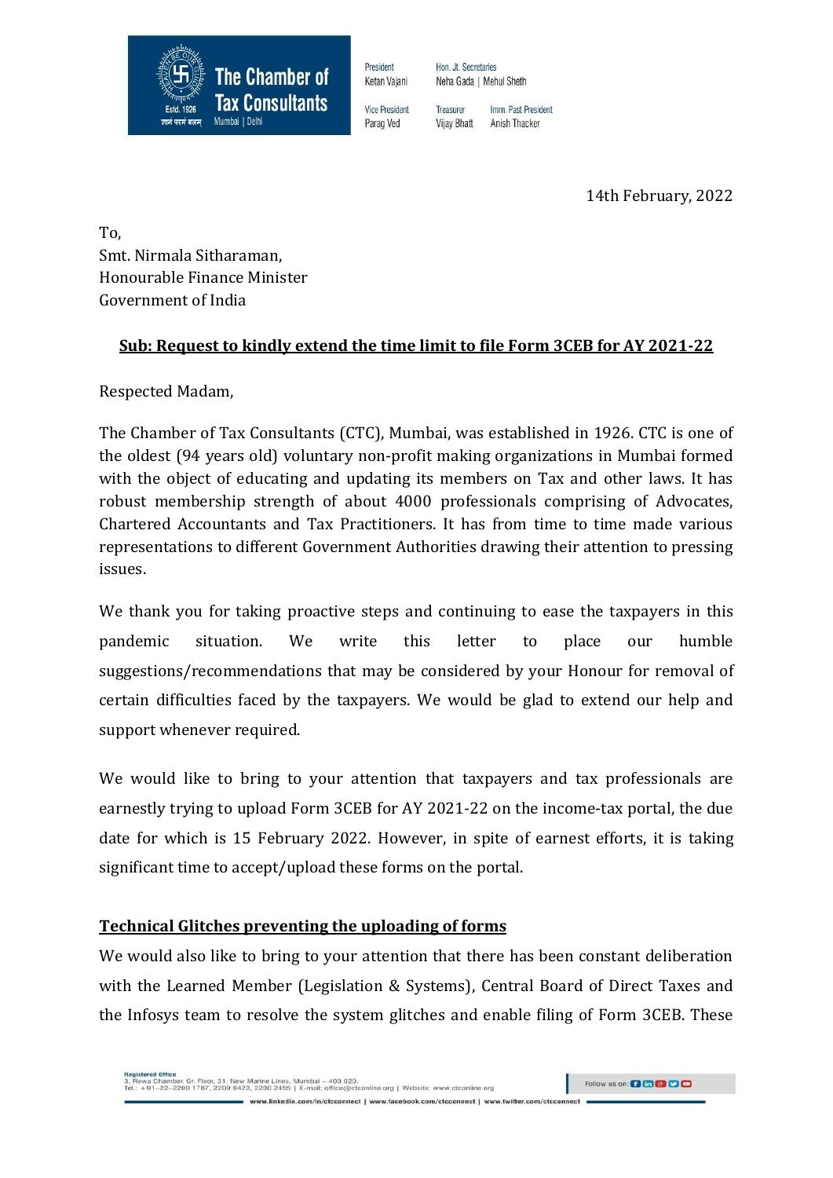**The Chamber of Tax Consultants**
Estd. 1926
Mumbai | Delhi

President
Ketan Vajani

Vice President
Parag Ved

Hon. Jt. Secretaries
Neha Gada | Mehul Sheth

Treasurer
Vijay Bhatt

Imm. Past President
Anish Thacker

14th February, 2022

To,
Smt. Nirmala Sitharaman,
Honourable Finance Minister
Government of India

**Sub: Request to kindly extend the time limit to file Form 3CEB for AY 2021-22**

Respected Madam,

The Chamber of Tax Consultants (CTC), Mumbai, was established in 1926. CTC is one of the oldest (94 years old) voluntary non-profit making organizations in Mumbai formed with the object of educating and updating its members on Tax and other laws. It has robust membership strength of about 4000 professionals comprising of Advocates, Chartered Accountants and Tax Practitioners. It has from time to time made various representations to different Government Authorities drawing their attention to pressing issues.

We thank you for taking proactive steps and continuing to ease the taxpayers in this pandemic situation. We write this letter to place our humble suggestions/recommendations that may be considered by your Honour for removal of certain difficulties faced by the taxpayers. We would be glad to extend our help and support whenever required.

We would like to bring to your attention that taxpayers and tax professionals are earnestly trying to upload Form 3CEB for AY 2021-22 on the income-tax portal, the due date for which is 15 February 2022. However, in spite of earnest efforts, it is taking significant time to accept/upload these forms on the portal.

**Technical Glitches preventing the uploading of forms**

We would also like to bring to your attention that there has been constant deliberation with the Learned Member (Legislation & Systems), Central Board of Direct Taxes and the Infosys team to resolve the system glitches and enable filing of Form 3CEB. These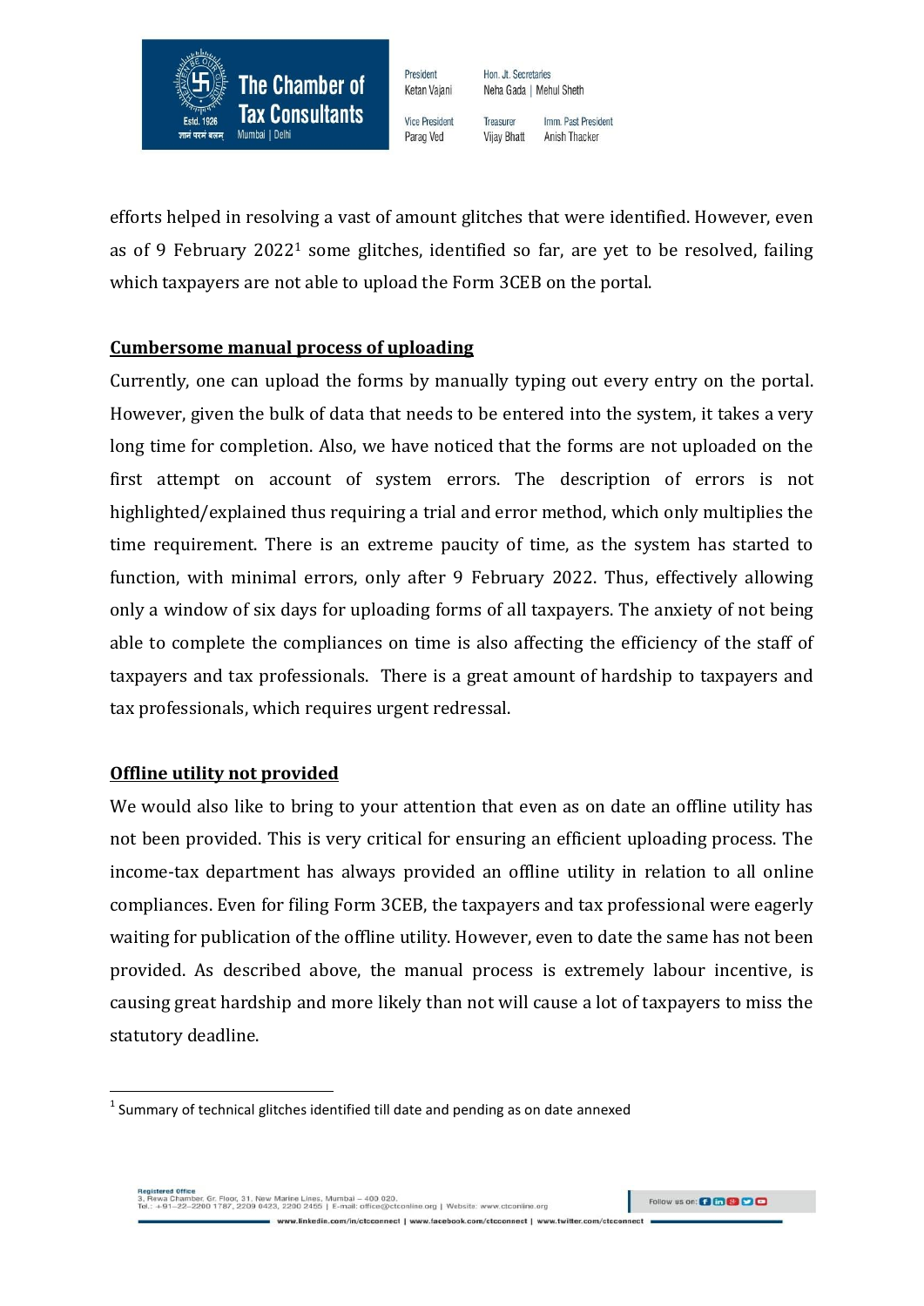efforts helped in resolving a vast of amount glitches that were identified. However, even as of 9 February 2022[1] some glitches, identified so far, are yet to be resolved, failing which taxpayers are not able to upload the Form 3CEB on the portal.

**Cumbersome manual process of uploading**

Currently, one can upload the forms by manually typing out every entry on the portal. However, given the bulk of data that needs to be entered into the system, it takes a very long time for completion. Also, we have noticed that the forms are not uploaded on the first attempt on account of system errors. The description of errors is not highlighted/explained thus requiring a trial and error method, which only multiplies the time requirement. There is an extreme paucity of time, as the system has started to function, with minimal errors, only after 9 February 2022. Thus, effectively allowing only a window of six days for uploading forms of all taxpayers. The anxiety of not being able to complete the compliances on time is also affecting the efficiency of the staff of taxpayers and tax professionals. There is a great amount of hardship to taxpayers and tax professionals, which requires urgent redressal.

**Offline utility not provided**

We would also like to bring to your attention that even as on date an offline utility has not been provided. This is very critical for ensuring an efficient uploading process. The income-tax department has always provided an offline utility in relation to all online compliances. Even for filing Form 3CEB, the taxpayers and tax professional were eagerly waiting for publication of the offline utility. However, even to date the same has not been provided. As described above, the manual process is extremely labour incentive, is causing great hardship and more likely than not will cause a lot of taxpayers to miss the statutory deadline.

---

[1] Summary of technical glitches identified till date and pending as on date annexed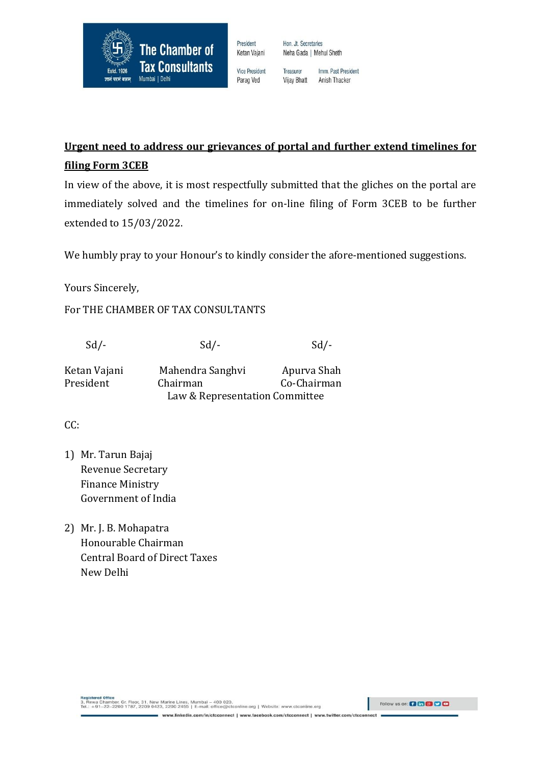**Urgent need to address our grievances of portal and further extend timelines for filing Form 3CEB**

In view of the above, it is most respectfully submitted that the gliches on the portal are immediately solved and the timelines for on-line filing of Form 3CEB to be further extended to 15/03/2022.

We humbly pray to your Honour's to kindly consider the afore-mentioned suggestions.

Yours Sincerely,

For THE CHAMBER OF TAX CONSULTANTS

| Sd/- | Sd/- | Sd/- |
|---|---|---|
| Ketan Vajani<br>President | Mahendra Sanghvi<br>Chairman | Apurva Shah<br>Co-Chairman |
| | Law & Representation Committee | |

CC:

1) Mr. Tarun Bajaj
   Revenue Secretary
   Finance Ministry
   Government of India

2) Mr. J. B. Mohapatra
   Honourable Chairman
   Central Board of Direct Taxes
   New Delhi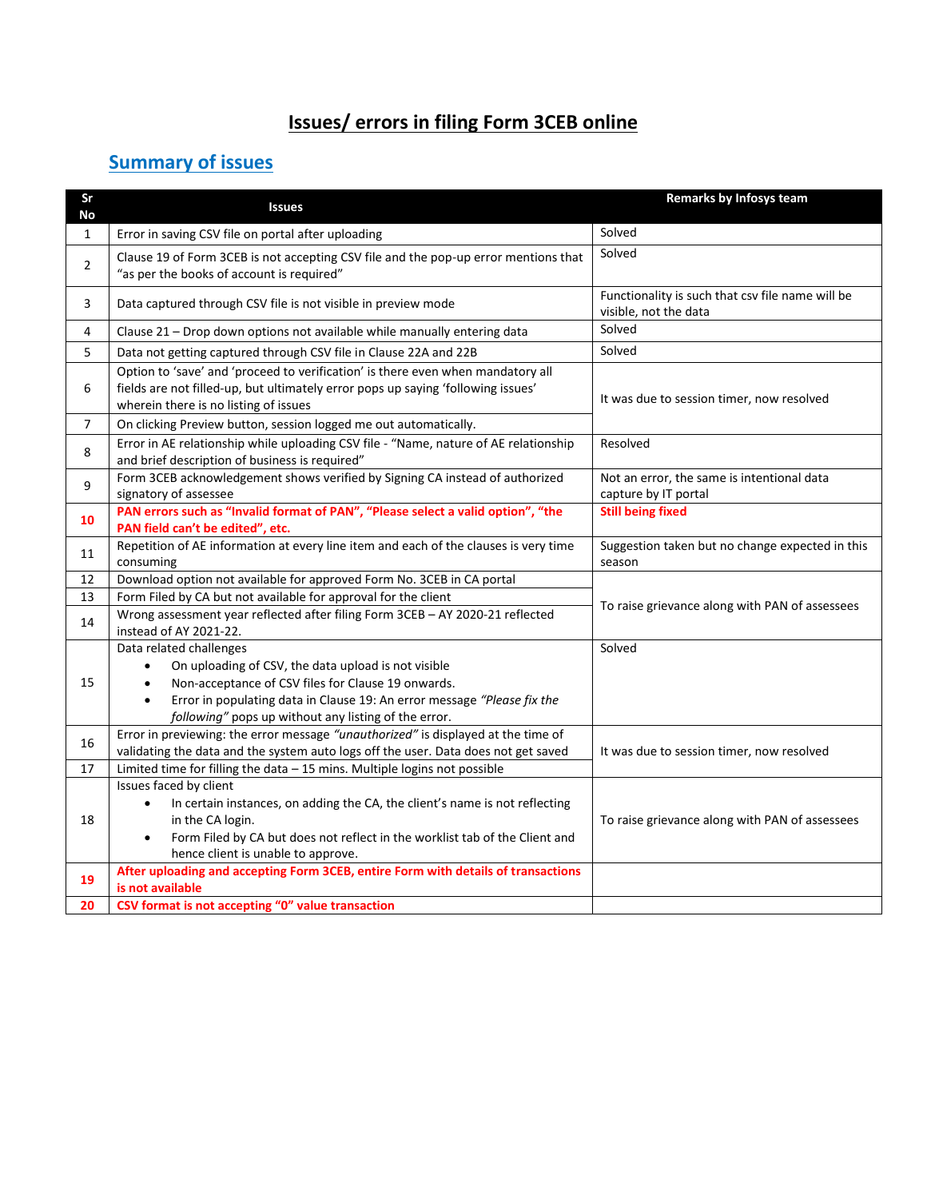# Issues/ errors in filing Form 3CEB online

## Summary of issues

| Sr No | Issues | Remarks by Infosys team |
|---|---|---|
| 1 | Error in saving CSV file on portal after uploading | Solved |
| 2 | Clause 19 of Form 3CEB is not accepting CSV file and the pop-up error mentions that "as per the books of account is required" | Solved |
| 3 | Data captured through CSV file is not visible in preview mode | Functionality is such that csv file name will be visible, not the data |
| 4 | Clause 21 – Drop down options not available while manually entering data | Solved |
| 5 | Data not getting captured through CSV file in Clause 22A and 22B | Solved |
| 6 | Option to 'save' and 'proceed to verification' is there even when mandatory all fields are not filled-up, but ultimately error pops up saying 'following issues' wherein there is no listing of issues | It was due to session timer, now resolved |
| 7 | On clicking Preview button, session logged me out automatically. | |
| 8 | Error in AE relationship while uploading CSV file - "Name, nature of AE relationship and brief description of business is required" | Resolved |
| 9 | Form 3CEB acknowledgement shows verified by Signing CA instead of authorized signatory of assessee | Not an error, the same is intentional data capture by IT portal |
| **10** | **PAN errors such as "Invalid format of PAN", "Please select a valid option", "the PAN field can't be edited", etc.** | **Still being fixed** |
| 11 | Repetition of AE information at every line item and each of the clauses is very time consuming | Suggestion taken but no change expected in this season |
| 12 | Download option not available for approved Form No. 3CEB in CA portal | To raise grievance along with PAN of assessees |
| 13 | Form Filed by CA but not available for approval for the client | |
| 14 | Wrong assessment year reflected after filing Form 3CEB – AY 2020-21 reflected instead of AY 2021-22. | |
| 15 | Data related challenges<br>• On uploading of CSV, the data upload is not visible<br>• Non-acceptance of CSV files for Clause 19 onwards.<br>• Error in populating data in Clause 19: An error message *"Please fix the following"* pops up without any listing of the error. | Solved |
| 16 | Error in previewing: the error message *"unauthorized"* is displayed at the time of validating the data and the system auto logs off the user. Data does not get saved | It was due to session timer, now resolved |
| 17 | Limited time for filling the data – 15 mins. Multiple logins not possible | |
| 18 | Issues faced by client<br>• In certain instances, on adding the CA, the client's name is not reflecting in the CA login.<br>• Form Filed by CA but does not reflect in the worklist tab of the Client and hence client is unable to approve. | To raise grievance along with PAN of assessees |
| **19** | **After uploading and accepting Form 3CEB, entire Form with details of transactions is not available** | |
| **20** | **CSV format is not accepting "0" value transaction** | |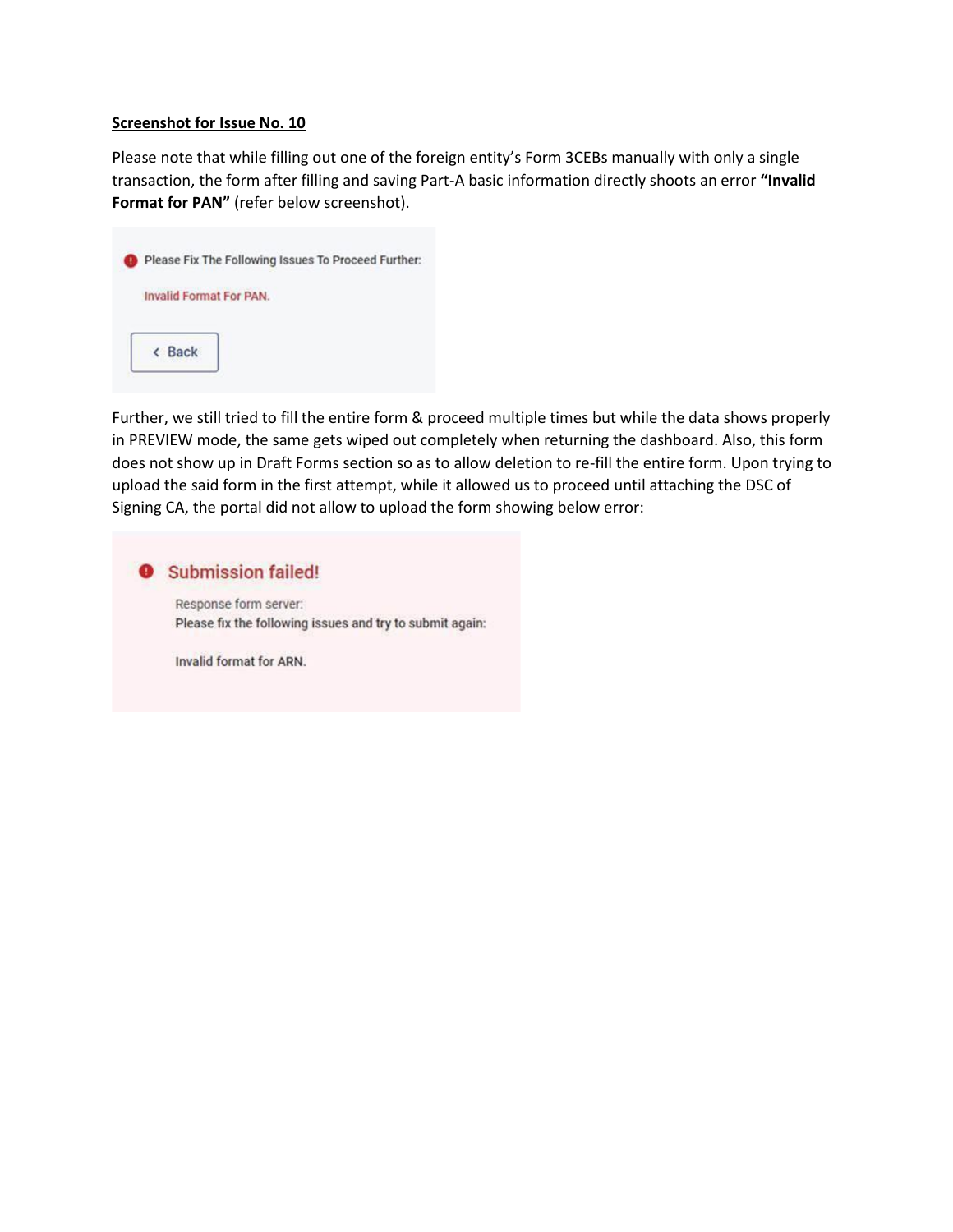**Screenshot for Issue No. 10**

Please note that while filling out one of the foreign entity's Form 3CEBs manually with only a single transaction, the form after filling and saving Part-A basic information directly shoots an error **"Invalid Format for PAN"** (refer below screenshot).

Please Fix The Following Issues To Proceed Further:

Invalid Format For PAN.

< Back

Further, we still tried to fill the entire form & proceed multiple times but while the data shows properly in PREVIEW mode, the same gets wiped out completely when returning the dashboard. Also, this form does not show up in Draft Forms section so as to allow deletion to re-fill the entire form. Upon trying to upload the said form in the first attempt, while it allowed us to proceed until attaching the DSC of Signing CA, the portal did not allow to upload the form showing below error:

Submission failed!

Response form server:

Please fix the following issues and try to submit again:

Invalid format for ARN.